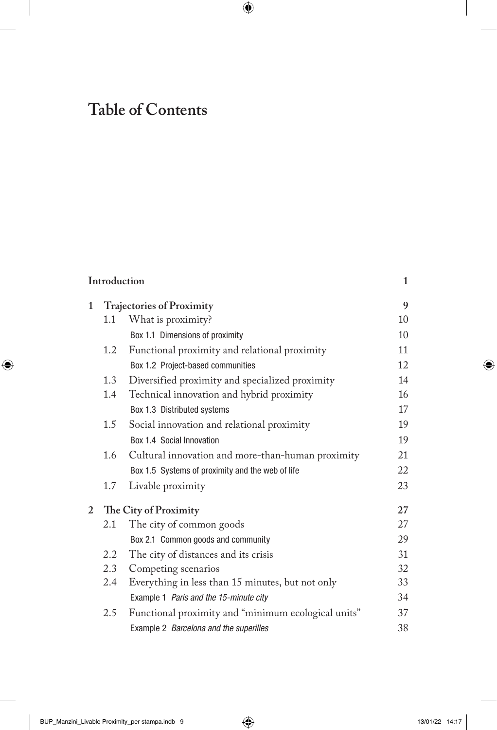# Table of Contents

| | | |
|---|---|---|
| **Introduction** | | **1** |
| **1** | **Trajectories of Proximity** | **9** |
| 1.1 | What is proximity? | 10 |
| | Box 1.1 Dimensions of proximity | 10 |
| 1.2 | Functional proximity and relational proximity | 11 |
| | Box 1.2 Project-based communities | 12 |
| 1.3 | Diversified proximity and specialized proximity | 14 |
| 1.4 | Technical innovation and hybrid proximity | 16 |
| | Box 1.3 Distributed systems | 17 |
| 1.5 | Social innovation and relational proximity | 19 |
| | Box 1.4 Social Innovation | 19 |
| 1.6 | Cultural innovation and more-than-human proximity | 21 |
| | Box 1.5 Systems of proximity and the web of life | 22 |
| 1.7 | Livable proximity | 23 |
| **2** | **The City of Proximity** | **27** |
| 2.1 | The city of common goods | 27 |
| | Box 2.1 Common goods and community | 29 |
| 2.2 | The city of distances and its crisis | 31 |
| 2.3 | Competing scenarios | 32 |
| 2.4 | Everything in less than 15 minutes, but not only | 33 |
| | Example 1 *Paris and the 15-minute city* | 34 |
| 2.5 | Functional proximity and "minimum ecological units" | 37 |
| | Example 2 *Barcelona and the superilles* | 38 |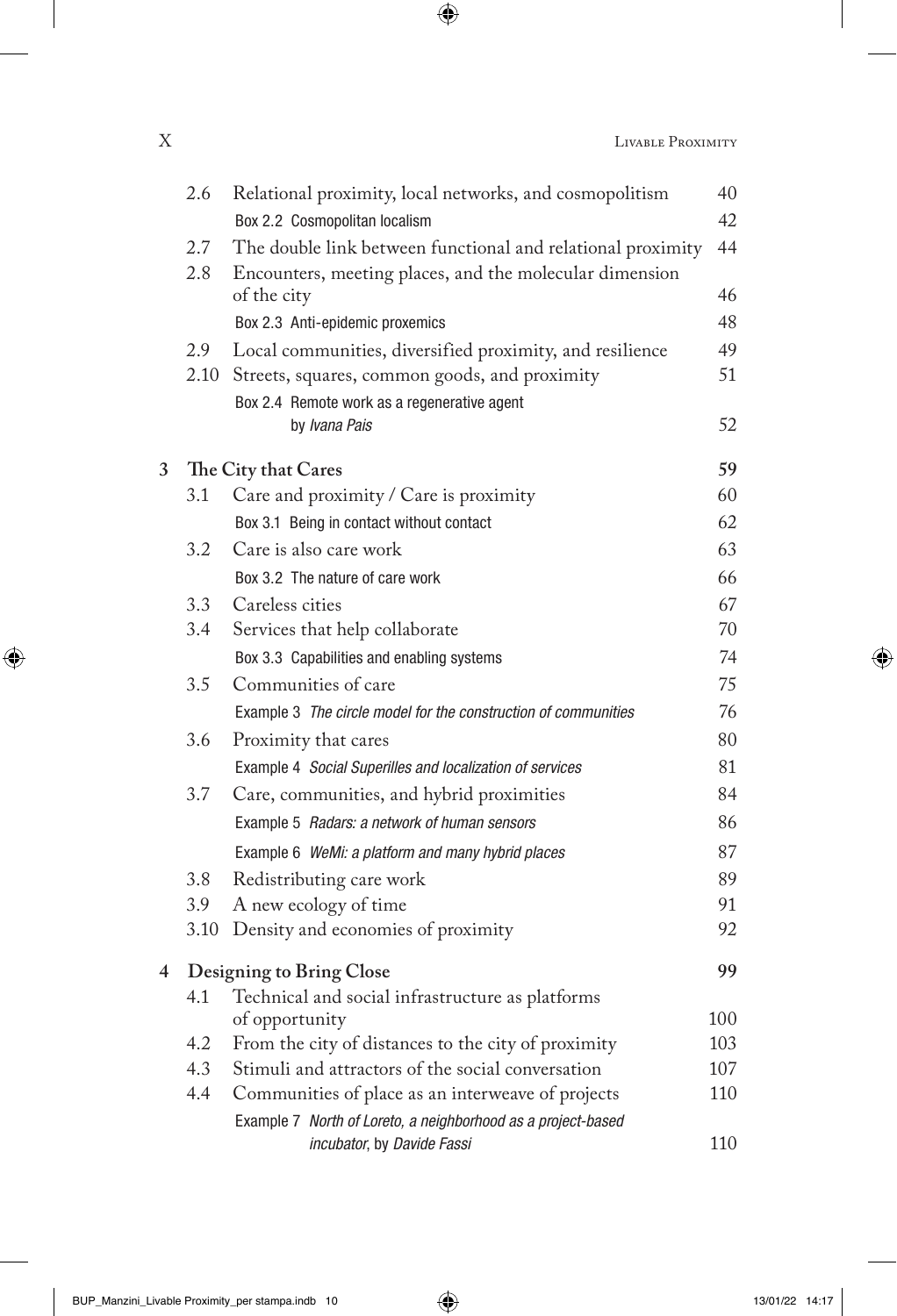| | | |
|---|---|---|
| 2.6 | Relational proximity, local networks, and cosmopolitism | 40 |
| | Box 2.2 Cosmopolitan localism | 42 |
| 2.7 | The double link between functional and relational proximity | 44 |
| 2.8 | Encounters, meeting places, and the molecular dimension of the city | 46 |
| | Box 2.3 Anti-epidemic proxemics | 48 |
| 2.9 | Local communities, diversified proximity, and resilience | 49 |
| 2.10 | Streets, squares, common goods, and proximity | 51 |
| | Box 2.4 Remote work as a regenerative agent by *Ivana Pais* | 52 |

| | | |
|---|---|---|
| **3** | **The City that Cares** | **59** |
| 3.1 | Care and proximity / Care is proximity | 60 |
| | Box 3.1 Being in contact without contact | 62 |
| 3.2 | Care is also care work | 63 |
| | Box 3.2 The nature of care work | 66 |
| 3.3 | Careless cities | 67 |
| 3.4 | Services that help collaborate | 70 |
| | Box 3.3 Capabilities and enabling systems | 74 |
| 3.5 | Communities of care | 75 |
| | Example 3 *The circle model for the construction of communities* | 76 |
| 3.6 | Proximity that cares | 80 |
| | Example 4 *Social Superilles and localization of services* | 81 |
| 3.7 | Care, communities, and hybrid proximities | 84 |
| | Example 5 *Radars: a network of human sensors* | 86 |
| | Example 6 *WeMi: a platform and many hybrid places* | 87 |
| 3.8 | Redistributing care work | 89 |
| 3.9 | A new ecology of time | 91 |
| 3.10 | Density and economies of proximity | 92 |

| | | |
|---|---|---|
| **4** | **Designing to Bring Close** | **99** |
| 4.1 | Technical and social infrastructure as platforms of opportunity | 100 |
| 4.2 | From the city of distances to the city of proximity | 103 |
| 4.3 | Stimuli and attractors of the social conversation | 107 |
| 4.4 | Communities of place as an interweave of projects | 110 |
| | Example 7 *North of Loreto, a neighborhood as a project-based incubator*, by *Davide Fassi* | 110 |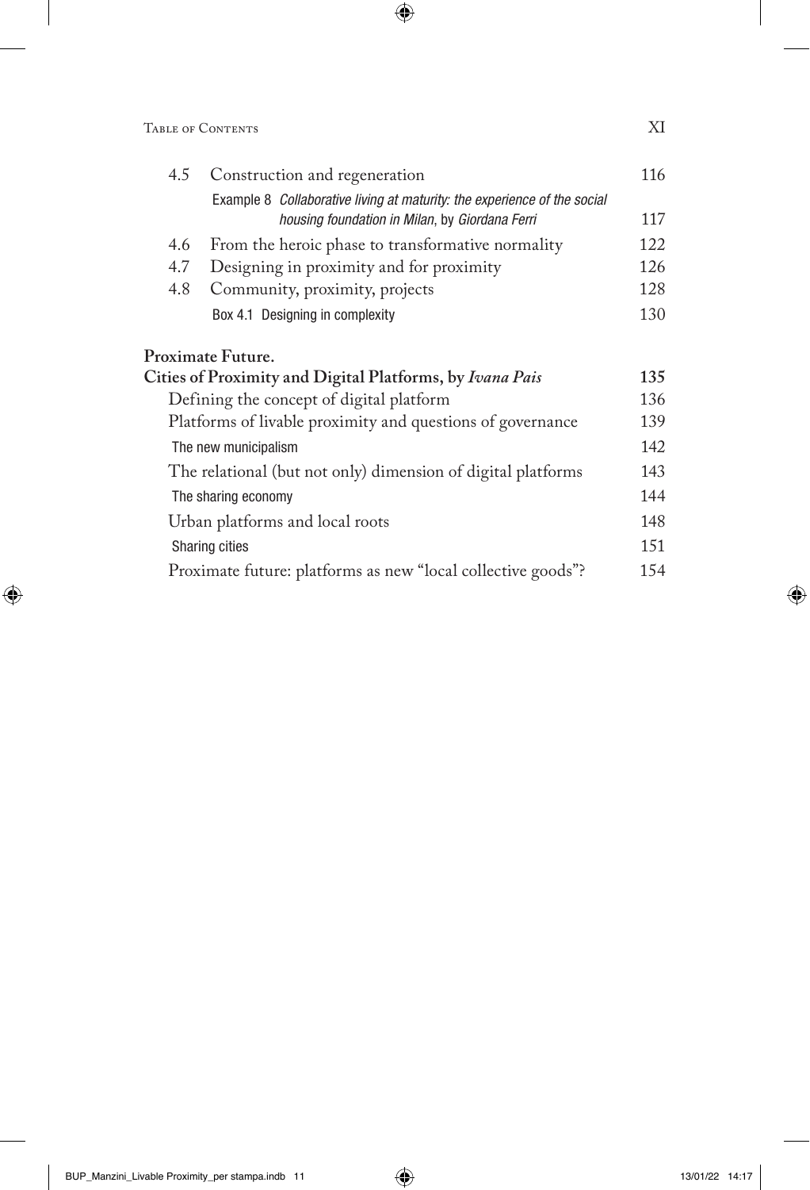| | | |
|---|---|---|
| 4.5 | Construction and regeneration | 116 |
| | Example 8 *Collaborative living at maturity: the experience of the social housing foundation in Milan*, by *Giordana Ferri* | 117 |
| 4.6 | From the heroic phase to transformative normality | 122 |
| 4.7 | Designing in proximity and for proximity | 126 |
| 4.8 | Community, proximity, projects | 128 |
| | Box 4.1 Designing in complexity | 130 |

**Proximate Future.**
**Cities of Proximity and Digital Platforms, by *Ivana Pais*** **135**

| | |
|---|---|
| Defining the concept of digital platform | 136 |
| Platforms of livable proximity and questions of governance | 139 |
| The new municipalism | 142 |
| The relational (but not only) dimension of digital platforms | 143 |
| The sharing economy | 144 |
| Urban platforms and local roots | 148 |
| Sharing cities | 151 |
| Proximate future: platforms as new "local collective goods"? | 154 |